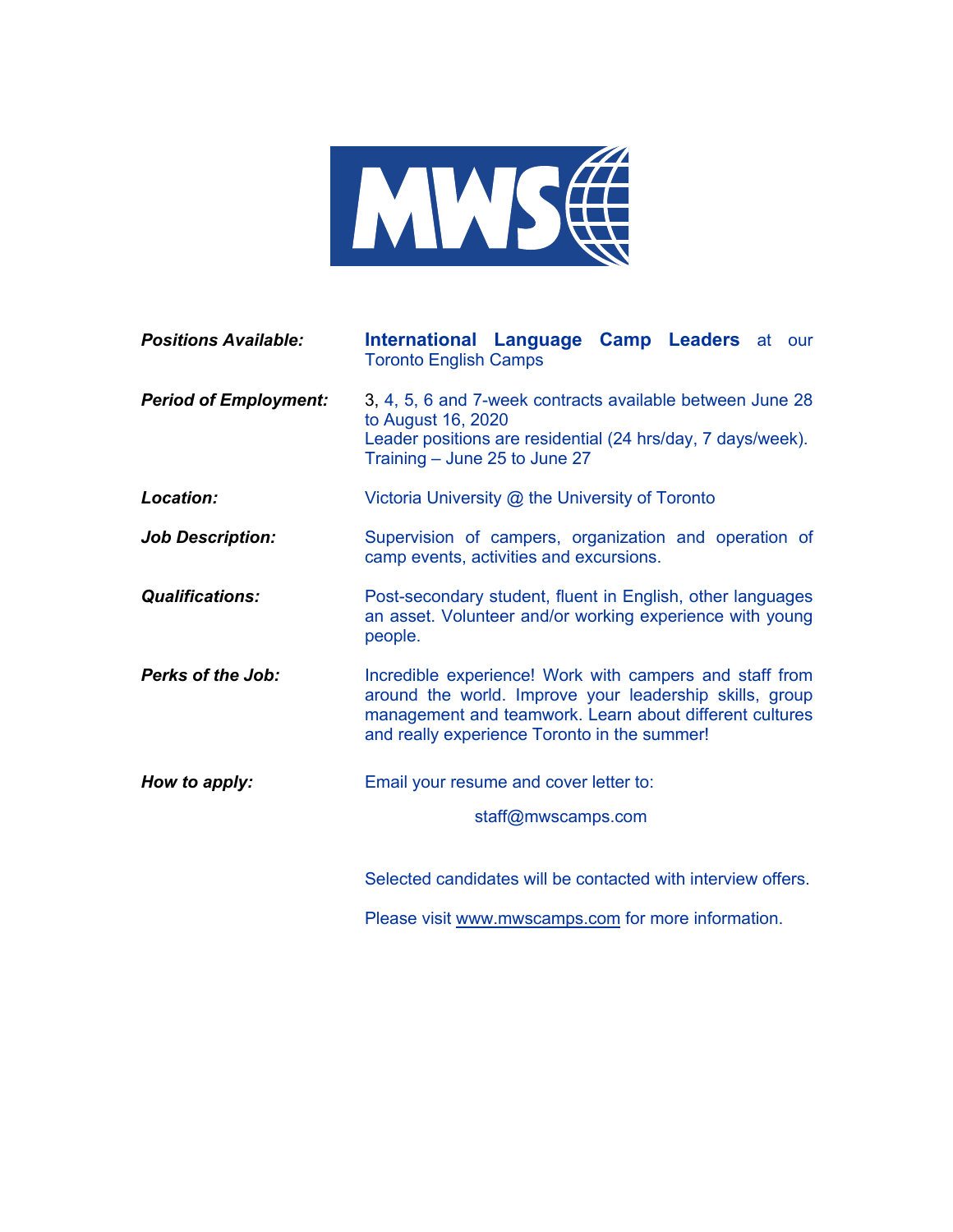MWS

| | |
|---|---|
| ***Positions Available:*** | **International Language Camp Leaders** at our Toronto English Camps |
| ***Period of Employment:*** | 3, 4, 5, 6 and 7-week contracts available between June 28 to August 16, 2020<br>Leader positions are residential (24 hrs/day, 7 days/week).<br>Training – June 25 to June 27 |
| ***Location:*** | Victoria University @ the University of Toronto |
| ***Job Description:*** | Supervision of campers, organization and operation of camp events, activities and excursions. |
| ***Qualifications:*** | Post-secondary student, fluent in English, other languages an asset. Volunteer and/or working experience with young people. |
| ***Perks of the Job:*** | Incredible experience! Work with campers and staff from around the world. Improve your leadership skills, group management and teamwork. Learn about different cultures and really experience Toronto in the summer! |
| ***How to apply:*** | Email your resume and cover letter to:<br>staff@mwscamps.com<br><br>Selected candidates will be contacted with interview offers.<br><br>Please visit www.mwscamps.com for more information. |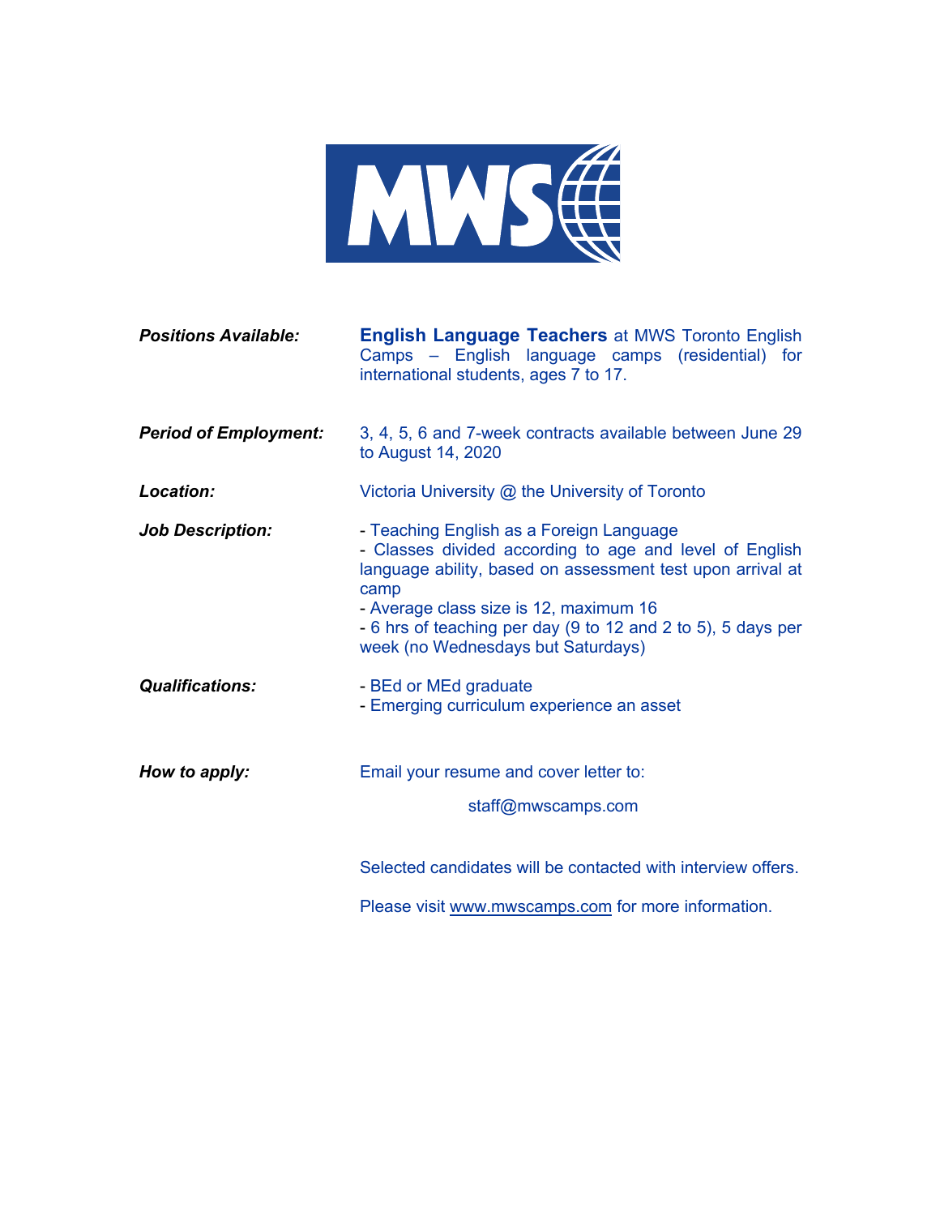MWS

| | |
|---|---|
| ***Positions Available:*** | **English Language Teachers** at MWS Toronto English Camps – English language camps (residential) for international students, ages 7 to 17. |
| ***Period of Employment:*** | 3, 4, 5, 6 and 7-week contracts available between June 29 to August 14, 2020 |
| ***Location:*** | Victoria University @ the University of Toronto |
| ***Job Description:*** | - Teaching English as a Foreign Language<br>- Classes divided according to age and level of English language ability, based on assessment test upon arrival at camp<br>- Average class size is 12, maximum 16<br>- 6 hrs of teaching per day (9 to 12 and 2 to 5), 5 days per week (no Wednesdays but Saturdays) |
| ***Qualifications:*** | - BEd or MEd graduate<br>- Emerging curriculum experience an asset |
| ***How to apply:*** | Email your resume and cover letter to:<br><br>staff@mwscamps.com<br><br>Selected candidates will be contacted with interview offers.<br><br>Please visit www.mwscamps.com for more information. |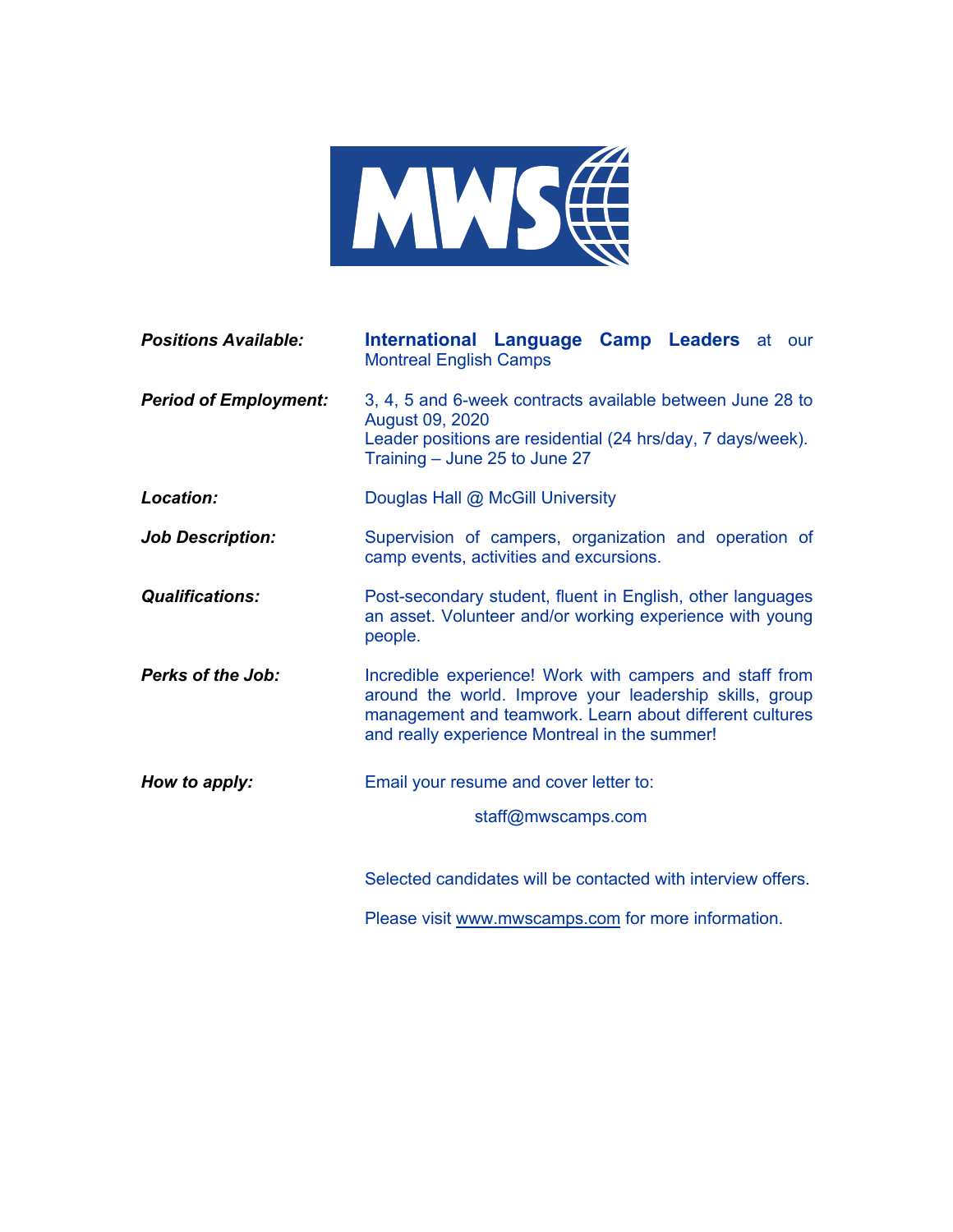MWS

***Positions Available:*** **International Language Camp Leaders** at our Montreal English Camps

***Period of Employment:*** 3, 4, 5 and 6-week contracts available between June 28 to August 09, 2020
Leader positions are residential (24 hrs/day, 7 days/week).
Training – June 25 to June 27

***Location:*** Douglas Hall @ McGill University

***Job Description:*** Supervision of campers, organization and operation of camp events, activities and excursions.

***Qualifications:*** Post-secondary student, fluent in English, other languages an asset. Volunteer and/or working experience with young people.

***Perks of the Job:*** Incredible experience! Work with campers and staff from around the world. Improve your leadership skills, group management and teamwork. Learn about different cultures and really experience Montreal in the summer!

***How to apply:*** Email your resume and cover letter to:

staff@mwscamps.com

Selected candidates will be contacted with interview offers.

Please visit www.mwscamps.com for more information.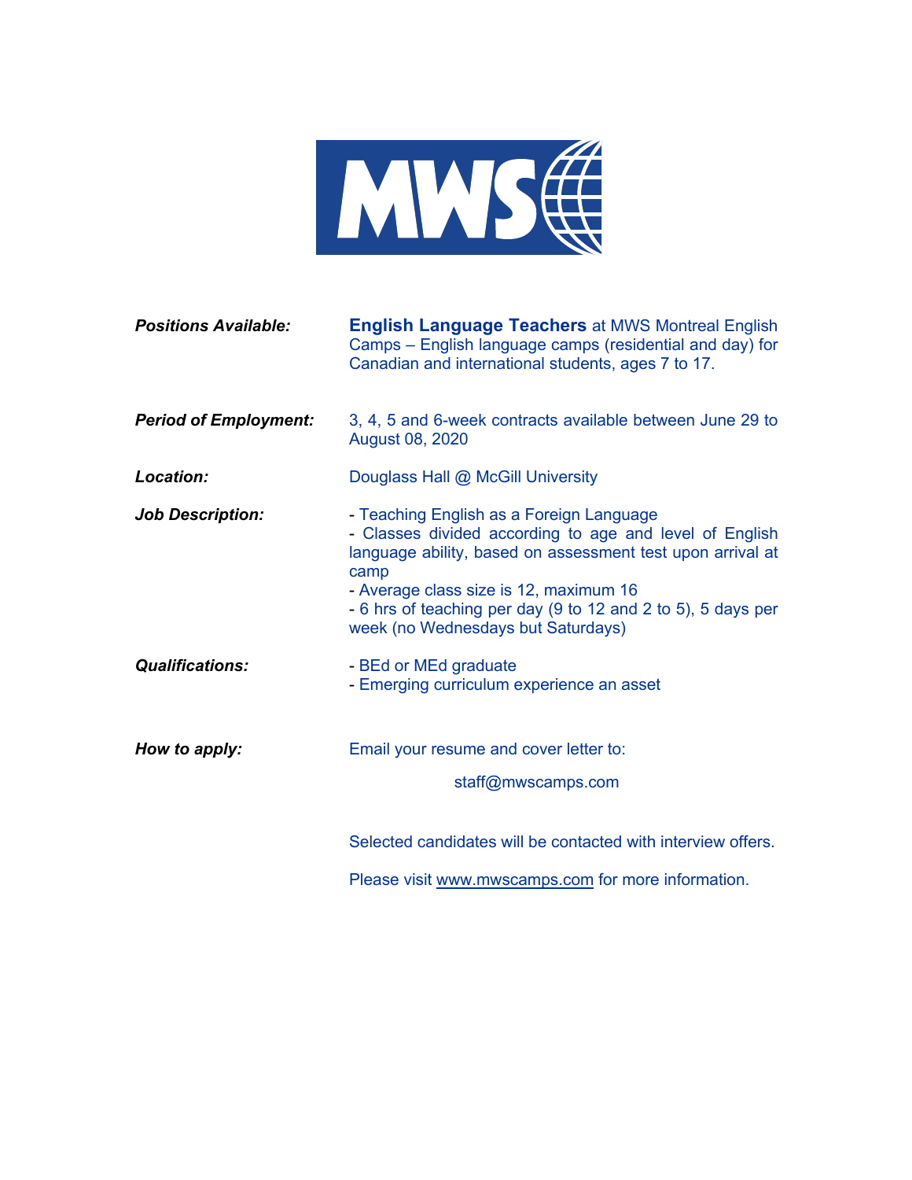MWS

| | |
|---|---|
| ***Positions Available:*** | **English Language Teachers** at MWS Montreal English Camps – English language camps (residential and day) for Canadian and international students, ages 7 to 17. |
| ***Period of Employment:*** | 3, 4, 5 and 6-week contracts available between June 29 to August 08, 2020 |
| ***Location:*** | Douglass Hall @ McGill University |
| ***Job Description:*** | - Teaching English as a Foreign Language<br>- Classes divided according to age and level of English language ability, based on assessment test upon arrival at camp<br>- Average class size is 12, maximum 16<br>- 6 hrs of teaching per day (9 to 12 and 2 to 5), 5 days per week (no Wednesdays but Saturdays) |
| ***Qualifications:*** | - BEd or MEd graduate<br>- Emerging curriculum experience an asset |
| ***How to apply:*** | Email your resume and cover letter to:<br>staff@mwscamps.com<br><br>Selected candidates will be contacted with interview offers.<br><br>Please visit www.mwscamps.com for more information. |